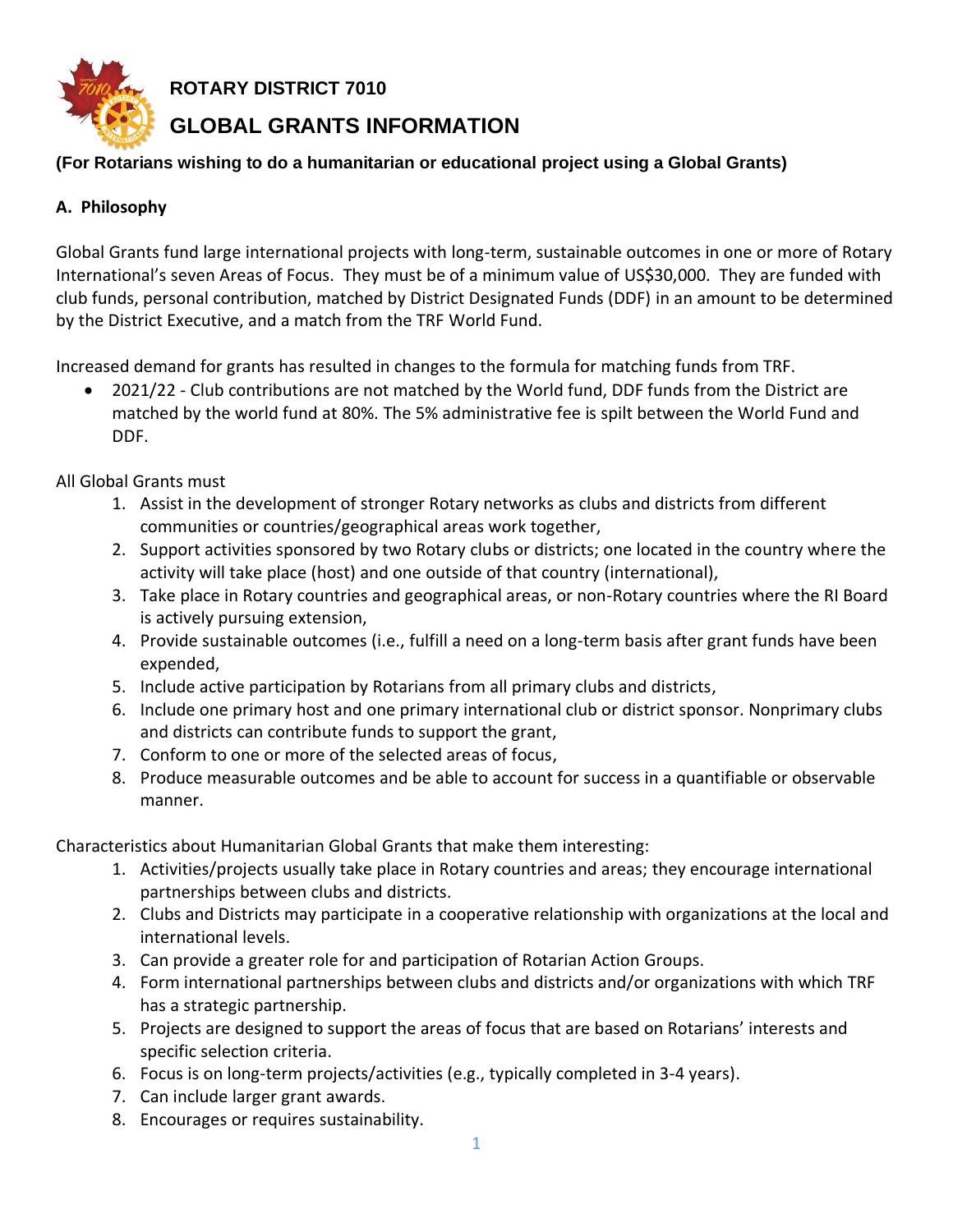# ROTARY DISTRICT 7010

# GLOBAL GRANTS INFORMATION

**(For Rotarians wishing to do a humanitarian or educational project using a Global Grants)**

## A. Philosophy

Global Grants fund large international projects with long-term, sustainable outcomes in one or more of Rotary International's seven Areas of Focus. They must be of a minimum value of US$30,000. They are funded with club funds, personal contribution, matched by District Designated Funds (DDF) in an amount to be determined by the District Executive, and a match from the TRF World Fund.

Increased demand for grants has resulted in changes to the formula for matching funds from TRF.

- 2021/22 - Club contributions are not matched by the World fund, DDF funds from the District are matched by the world fund at 80%. The 5% administrative fee is spilt between the World Fund and DDF.

All Global Grants must

1. Assist in the development of stronger Rotary networks as clubs and districts from different communities or countries/geographical areas work together,
2. Support activities sponsored by two Rotary clubs or districts; one located in the country where the activity will take place (host) and one outside of that country (international),
3. Take place in Rotary countries and geographical areas, or non-Rotary countries where the RI Board is actively pursuing extension,
4. Provide sustainable outcomes (i.e., fulfill a need on a long-term basis after grant funds have been expended,
5. Include active participation by Rotarians from all primary clubs and districts,
6. Include one primary host and one primary international club or district sponsor. Nonprimary clubs and districts can contribute funds to support the grant,
7. Conform to one or more of the selected areas of focus,
8. Produce measurable outcomes and be able to account for success in a quantifiable or observable manner.

Characteristics about Humanitarian Global Grants that make them interesting:

1. Activities/projects usually take place in Rotary countries and areas; they encourage international partnerships between clubs and districts.
2. Clubs and Districts may participate in a cooperative relationship with organizations at the local and international levels.
3. Can provide a greater role for and participation of Rotarian Action Groups.
4. Form international partnerships between clubs and districts and/or organizations with which TRF has a strategic partnership.
5. Projects are designed to support the areas of focus that are based on Rotarians' interests and specific selection criteria.
6. Focus is on long-term projects/activities (e.g., typically completed in 3-4 years).
7. Can include larger grant awards.
8. Encourages or requires sustainability.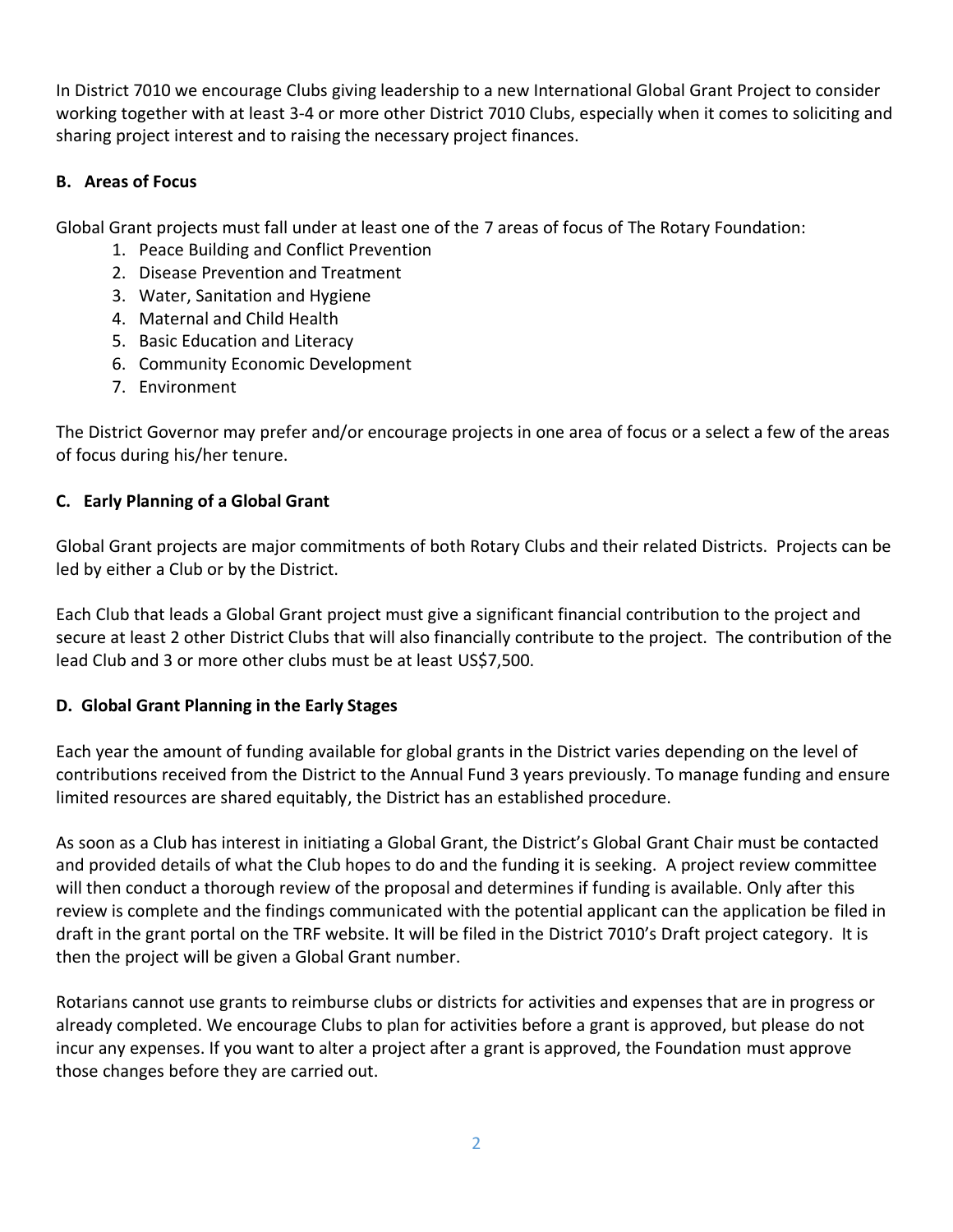In District 7010 we encourage Clubs giving leadership to a new International Global Grant Project to consider working together with at least 3-4 or more other District 7010 Clubs, especially when it comes to soliciting and sharing project interest and to raising the necessary project finances.

### B. Areas of Focus

Global Grant projects must fall under at least one of the 7 areas of focus of The Rotary Foundation:

1. Peace Building and Conflict Prevention
2. Disease Prevention and Treatment
3. Water, Sanitation and Hygiene
4. Maternal and Child Health
5. Basic Education and Literacy
6. Community Economic Development
7. Environment

The District Governor may prefer and/or encourage projects in one area of focus or a select a few of the areas of focus during his/her tenure.

### C. Early Planning of a Global Grant

Global Grant projects are major commitments of both Rotary Clubs and their related Districts. Projects can be led by either a Club or by the District.

Each Club that leads a Global Grant project must give a significant financial contribution to the project and secure at least 2 other District Clubs that will also financially contribute to the project. The contribution of the lead Club and 3 or more other clubs must be at least US$7,500.

### D. Global Grant Planning in the Early Stages

Each year the amount of funding available for global grants in the District varies depending on the level of contributions received from the District to the Annual Fund 3 years previously. To manage funding and ensure limited resources are shared equitably, the District has an established procedure.

As soon as a Club has interest in initiating a Global Grant, the District's Global Grant Chair must be contacted and provided details of what the Club hopes to do and the funding it is seeking. A project review committee will then conduct a thorough review of the proposal and determines if funding is available. Only after this review is complete and the findings communicated with the potential applicant can the application be filed in draft in the grant portal on the TRF website. It will be filed in the District 7010's Draft project category. It is then the project will be given a Global Grant number.

Rotarians cannot use grants to reimburse clubs or districts for activities and expenses that are in progress or already completed. We encourage Clubs to plan for activities before a grant is approved, but please do not incur any expenses. If you want to alter a project after a grant is approved, the Foundation must approve those changes before they are carried out.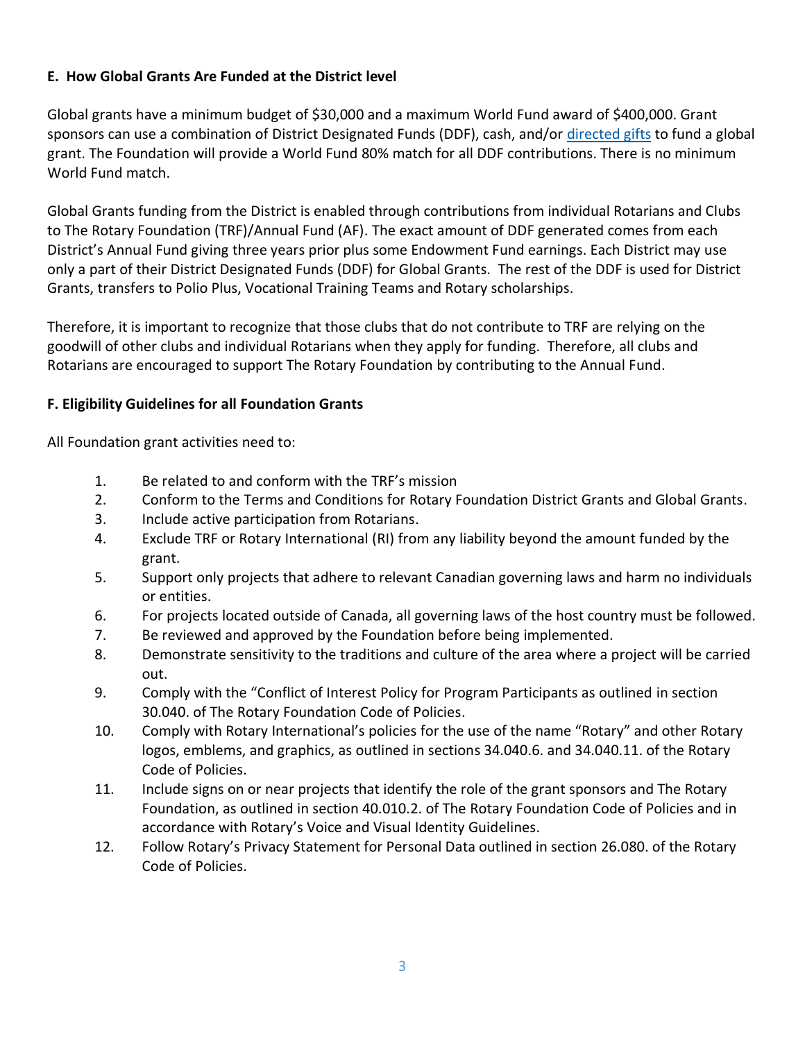**E. How Global Grants Are Funded at the District level**

Global grants have a minimum budget of $30,000 and a maximum World Fund award of $400,000. Grant sponsors can use a combination of District Designated Funds (DDF), cash, and/or directed gifts to fund a global grant. The Foundation will provide a World Fund 80% match for all DDF contributions. There is no minimum World Fund match.

Global Grants funding from the District is enabled through contributions from individual Rotarians and Clubs to The Rotary Foundation (TRF)/Annual Fund (AF). The exact amount of DDF generated comes from each District's Annual Fund giving three years prior plus some Endowment Fund earnings. Each District may use only a part of their District Designated Funds (DDF) for Global Grants. The rest of the DDF is used for District Grants, transfers to Polio Plus, Vocational Training Teams and Rotary scholarships.

Therefore, it is important to recognize that those clubs that do not contribute to TRF are relying on the goodwill of other clubs and individual Rotarians when they apply for funding. Therefore, all clubs and Rotarians are encouraged to support The Rotary Foundation by contributing to the Annual Fund.

**F. Eligibility Guidelines for all Foundation Grants**

All Foundation grant activities need to:

1. Be related to and conform with the TRF's mission
2. Conform to the Terms and Conditions for Rotary Foundation District Grants and Global Grants.
3. Include active participation from Rotarians.
4. Exclude TRF or Rotary International (RI) from any liability beyond the amount funded by the grant.
5. Support only projects that adhere to relevant Canadian governing laws and harm no individuals or entities.
6. For projects located outside of Canada, all governing laws of the host country must be followed.
7. Be reviewed and approved by the Foundation before being implemented.
8. Demonstrate sensitivity to the traditions and culture of the area where a project will be carried out.
9. Comply with the "Conflict of Interest Policy for Program Participants as outlined in section 30.040. of The Rotary Foundation Code of Policies.
10. Comply with Rotary International's policies for the use of the name "Rotary" and other Rotary logos, emblems, and graphics, as outlined in sections 34.040.6. and 34.040.11. of the Rotary Code of Policies.
11. Include signs on or near projects that identify the role of the grant sponsors and The Rotary Foundation, as outlined in section 40.010.2. of The Rotary Foundation Code of Policies and in accordance with Rotary's Voice and Visual Identity Guidelines.
12. Follow Rotary's Privacy Statement for Personal Data outlined in section 26.080. of the Rotary Code of Policies.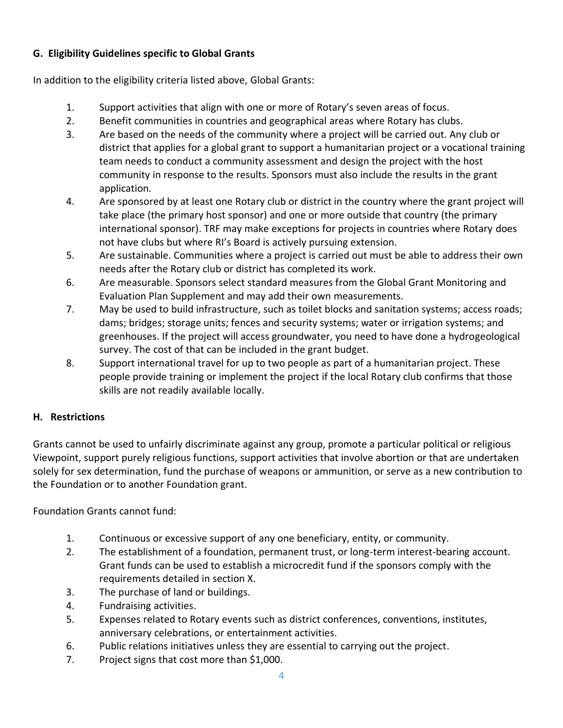### G. Eligibility Guidelines specific to Global Grants

In addition to the eligibility criteria listed above, Global Grants:

1. Support activities that align with one or more of Rotary's seven areas of focus.
2. Benefit communities in countries and geographical areas where Rotary has clubs.
3. Are based on the needs of the community where a project will be carried out. Any club or district that applies for a global grant to support a humanitarian project or a vocational training team needs to conduct a community assessment and design the project with the host community in response to the results. Sponsors must also include the results in the grant application.
4. Are sponsored by at least one Rotary club or district in the country where the grant project will take place (the primary host sponsor) and one or more outside that country (the primary international sponsor). TRF may make exceptions for projects in countries where Rotary does not have clubs but where RI's Board is actively pursuing extension.
5. Are sustainable. Communities where a project is carried out must be able to address their own needs after the Rotary club or district has completed its work.
6. Are measurable. Sponsors select standard measures from the Global Grant Monitoring and Evaluation Plan Supplement and may add their own measurements.
7. May be used to build infrastructure, such as toilet blocks and sanitation systems; access roads; dams; bridges; storage units; fences and security systems; water or irrigation systems; and greenhouses. If the project will access groundwater, you need to have done a hydrogeological survey. The cost of that can be included in the grant budget.
8. Support international travel for up to two people as part of a humanitarian project. These people provide training or implement the project if the local Rotary club confirms that those skills are not readily available locally.

### H. Restrictions

Grants cannot be used to unfairly discriminate against any group, promote a particular political or religious Viewpoint, support purely religious functions, support activities that involve abortion or that are undertaken solely for sex determination, fund the purchase of weapons or ammunition, or serve as a new contribution to the Foundation or to another Foundation grant.

Foundation Grants cannot fund:

1. Continuous or excessive support of any one beneficiary, entity, or community.
2. The establishment of a foundation, permanent trust, or long-term interest-bearing account. Grant funds can be used to establish a microcredit fund if the sponsors comply with the requirements detailed in section X.
3. The purchase of land or buildings.
4. Fundraising activities.
5. Expenses related to Rotary events such as district conferences, conventions, institutes, anniversary celebrations, or entertainment activities.
6. Public relations initiatives unless they are essential to carrying out the project.
7. Project signs that cost more than $1,000.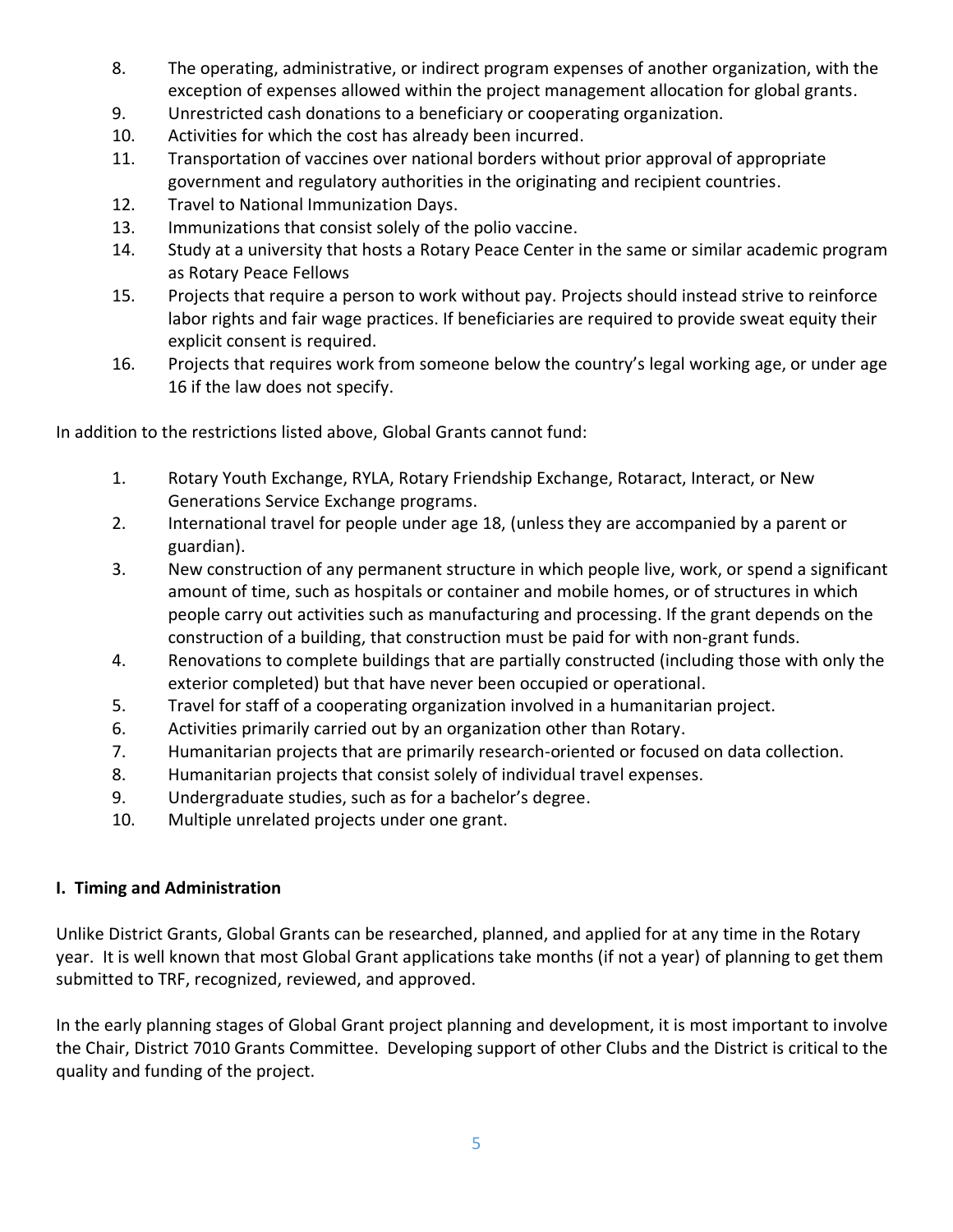8. The operating, administrative, or indirect program expenses of another organization, with the exception of expenses allowed within the project management allocation for global grants.
9. Unrestricted cash donations to a beneficiary or cooperating organization.
10. Activities for which the cost has already been incurred.
11. Transportation of vaccines over national borders without prior approval of appropriate government and regulatory authorities in the originating and recipient countries.
12. Travel to National Immunization Days.
13. Immunizations that consist solely of the polio vaccine.
14. Study at a university that hosts a Rotary Peace Center in the same or similar academic program as Rotary Peace Fellows
15. Projects that require a person to work without pay. Projects should instead strive to reinforce labor rights and fair wage practices. If beneficiaries are required to provide sweat equity their explicit consent is required.
16. Projects that requires work from someone below the country's legal working age, or under age 16 if the law does not specify.

In addition to the restrictions listed above, Global Grants cannot fund:

1. Rotary Youth Exchange, RYLA, Rotary Friendship Exchange, Rotaract, Interact, or New Generations Service Exchange programs.
2. International travel for people under age 18, (unless they are accompanied by a parent or guardian).
3. New construction of any permanent structure in which people live, work, or spend a significant amount of time, such as hospitals or container and mobile homes, or of structures in which people carry out activities such as manufacturing and processing. If the grant depends on the construction of a building, that construction must be paid for with non-grant funds.
4. Renovations to complete buildings that are partially constructed (including those with only the exterior completed) but that have never been occupied or operational.
5. Travel for staff of a cooperating organization involved in a humanitarian project.
6. Activities primarily carried out by an organization other than Rotary.
7. Humanitarian projects that are primarily research-oriented or focused on data collection.
8. Humanitarian projects that consist solely of individual travel expenses.
9. Undergraduate studies, such as for a bachelor's degree.
10. Multiple unrelated projects under one grant.

**I. Timing and Administration**

Unlike District Grants, Global Grants can be researched, planned, and applied for at any time in the Rotary year. It is well known that most Global Grant applications take months (if not a year) of planning to get them submitted to TRF, recognized, reviewed, and approved.

In the early planning stages of Global Grant project planning and development, it is most important to involve the Chair, District 7010 Grants Committee. Developing support of other Clubs and the District is critical to the quality and funding of the project.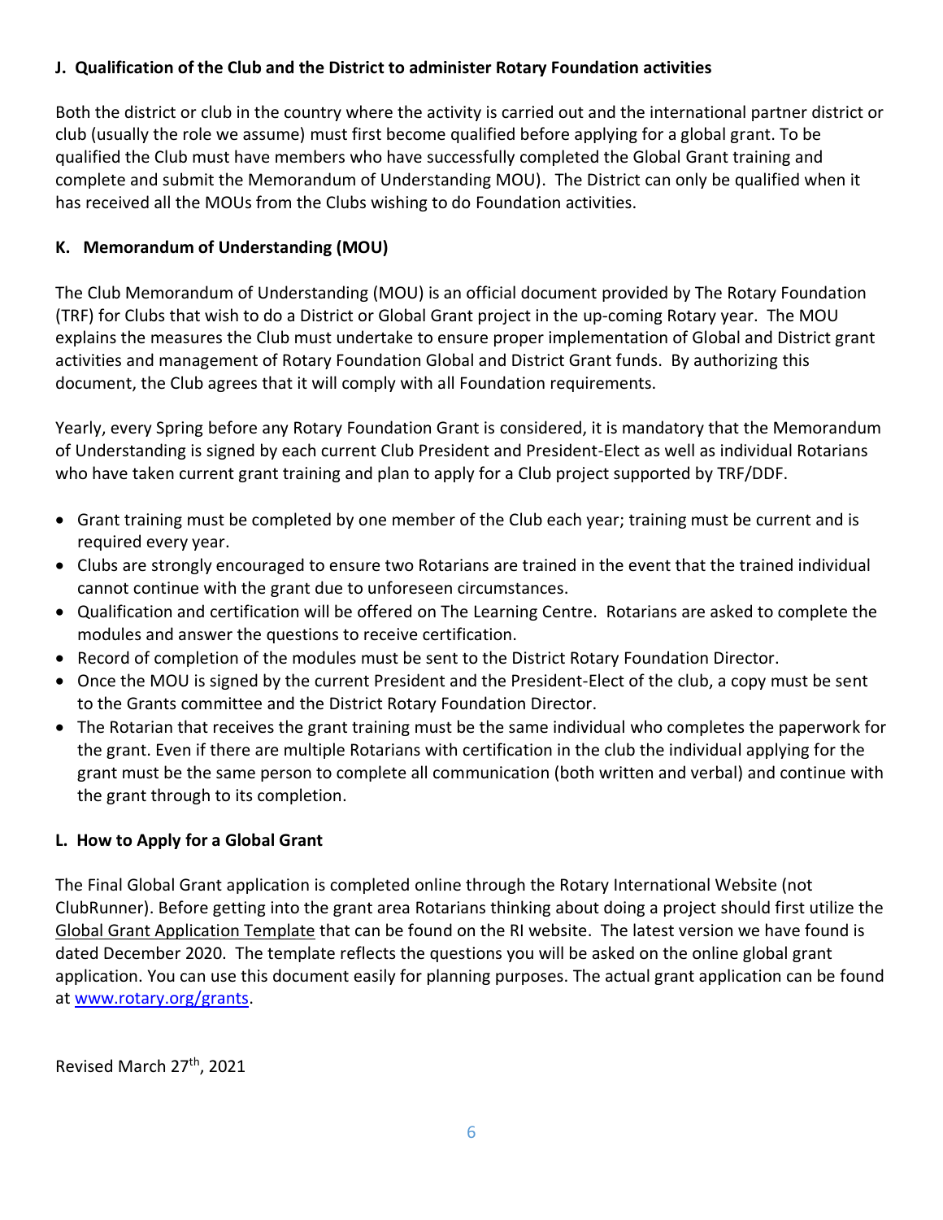### J. Qualification of the Club and the District to administer Rotary Foundation activities

Both the district or club in the country where the activity is carried out and the international partner district or club (usually the role we assume) must first become qualified before applying for a global grant. To be qualified the Club must have members who have successfully completed the Global Grant training and complete and submit the Memorandum of Understanding MOU). The District can only be qualified when it has received all the MOUs from the Clubs wishing to do Foundation activities.

### K. Memorandum of Understanding (MOU)

The Club Memorandum of Understanding (MOU) is an official document provided by The Rotary Foundation (TRF) for Clubs that wish to do a District or Global Grant project in the up-coming Rotary year. The MOU explains the measures the Club must undertake to ensure proper implementation of Global and District grant activities and management of Rotary Foundation Global and District Grant funds. By authorizing this document, the Club agrees that it will comply with all Foundation requirements.

Yearly, every Spring before any Rotary Foundation Grant is considered, it is mandatory that the Memorandum of Understanding is signed by each current Club President and President-Elect as well as individual Rotarians who have taken current grant training and plan to apply for a Club project supported by TRF/DDF.

- Grant training must be completed by one member of the Club each year; training must be current and is required every year.
- Clubs are strongly encouraged to ensure two Rotarians are trained in the event that the trained individual cannot continue with the grant due to unforeseen circumstances.
- Qualification and certification will be offered on The Learning Centre. Rotarians are asked to complete the modules and answer the questions to receive certification.
- Record of completion of the modules must be sent to the District Rotary Foundation Director.
- Once the MOU is signed by the current President and the President-Elect of the club, a copy must be sent to the Grants committee and the District Rotary Foundation Director.
- The Rotarian that receives the grant training must be the same individual who completes the paperwork for the grant. Even if there are multiple Rotarians with certification in the club the individual applying for the grant must be the same person to complete all communication (both written and verbal) and continue with the grant through to its completion.

### L. How to Apply for a Global Grant

The Final Global Grant application is completed online through the Rotary International Website (not ClubRunner). Before getting into the grant area Rotarians thinking about doing a project should first utilize the Global Grant Application Template that can be found on the RI website. The latest version we have found is dated December 2020. The template reflects the questions you will be asked on the online global grant application. You can use this document easily for planning purposes. The actual grant application can be found at [www.rotary.org/grants](http://www.rotary.org/grants).

Revised March 27th, 2021